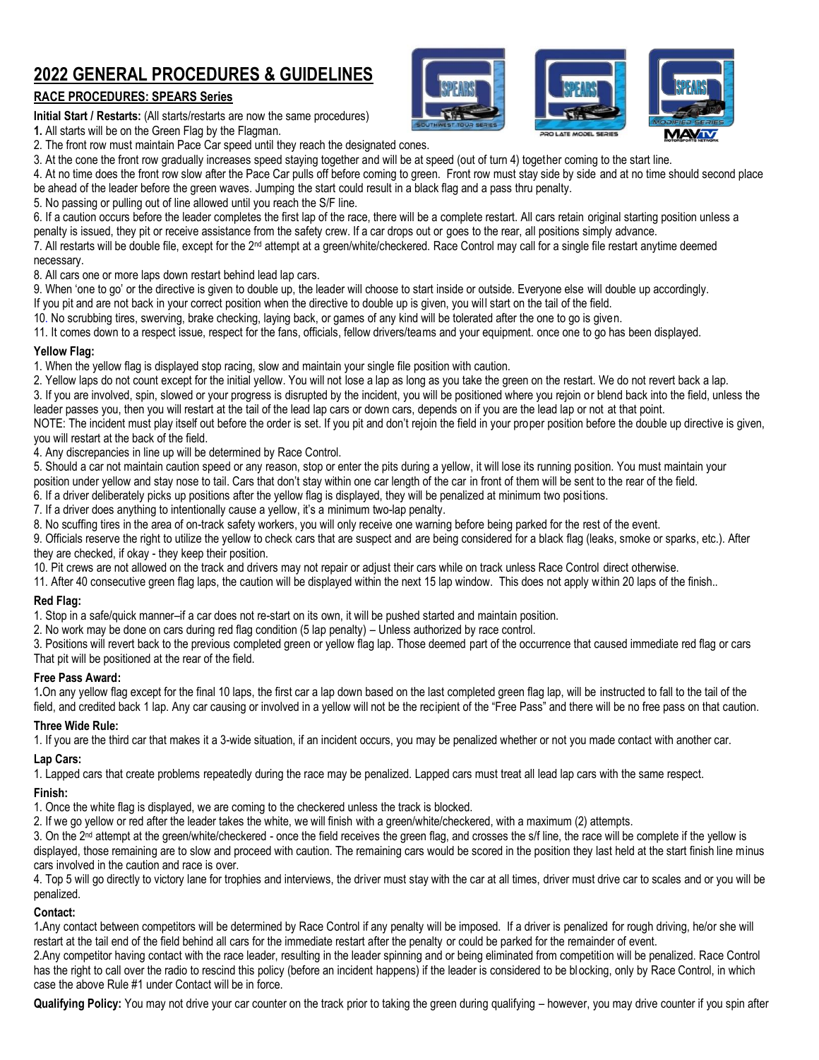# 2022 GENERAL PROCEDURES & GUIDELINES

## RACE PROCEDURES: SPEARS Series

**Initial Start / Restarts:** (All starts/restarts are now the same procedures)

**1.** All starts will be on the Green Flag by the Flagman.

2. The front row must maintain Pace Car speed until they reach the designated cones.
3. At the cone the front row gradually increases speed staying together and will be at speed (out of turn 4) together coming to the start line.
4. At no time does the front row slow after the Pace Car pulls off before coming to green. Front row must stay side by side and at no time should second place be ahead of the leader before the green waves. Jumping the start could result in a black flag and a pass thru penalty.
5. No passing or pulling out of line allowed until you reach the S/F line.
6. If a caution occurs before the leader completes the first lap of the race, there will be a complete restart. All cars retain original starting position unless a penalty is issued, they pit or receive assistance from the safety crew. If a car drops out or goes to the rear, all positions simply advance.
7. All restarts will be double file, except for the 2nd attempt at a green/white/checkered. Race Control may call for a single file restart anytime deemed necessary.
8. All cars one or more laps down restart behind lead lap cars.
9. When 'one to go' or the directive is given to double up, the leader will choose to start inside or outside. Everyone else will double up accordingly. If you pit and are not back in your correct position when the directive to double up is given, you will start on the tail of the field.
10. No scrubbing tires, swerving, brake checking, laying back, or games of any kind will be tolerated after the one to go is given.
11. It comes down to a respect issue, respect for the fans, officials, fellow drivers/teams and your equipment. once one to go has been displayed.

**Yellow Flag:**

1. When the yellow flag is displayed stop racing, slow and maintain your single file position with caution.
2. Yellow laps do not count except for the initial yellow. You will not lose a lap as long as you take the green on the restart. We do not revert back a lap.
3. If you are involved, spin, slowed or your progress is disrupted by the incident, you will be positioned where you rejoin or blend back into the field, unless the leader passes you, then you will restart at the tail of the lead lap cars or down cars, depends on if you are the lead lap or not at that point.

NOTE: The incident must play itself out before the order is set. If you pit and don't rejoin the field in your proper position before the double up directive is given, you will restart at the back of the field.

4. Any discrepancies in line up will be determined by Race Control.
5. Should a car not maintain caution speed or any reason, stop or enter the pits during a yellow, it will lose its running position. You must maintain your position under yellow and stay nose to tail. Cars that don't stay within one car length of the car in front of them will be sent to the rear of the field.
6. If a driver deliberately picks up positions after the yellow flag is displayed, they will be penalized at minimum two positions.
7. If a driver does anything to intentionally cause a yellow, it's a minimum two-lap penalty.
8. No scuffing tires in the area of on-track safety workers, you will only receive one warning before being parked for the rest of the event.
9. Officials reserve the right to utilize the yellow to check cars that are suspect and are being considered for a black flag (leaks, smoke or sparks, etc.). After they are checked, if okay - they keep their position.
10. Pit crews are not allowed on the track and drivers may not repair or adjust their cars while on track unless Race Control direct otherwise.
11. After 40 consecutive green flag laps, the caution will be displayed within the next 15 lap window. This does not apply within 20 laps of the finish..

**Red Flag:**

1. Stop in a safe/quick manner–if a car does not re-start on its own, it will be pushed started and maintain position.
2. No work may be done on cars during red flag condition (5 lap penalty) – Unless authorized by race control.
3. Positions will revert back to the previous completed green or yellow flag lap. Those deemed part of the occurrence that caused immediate red flag or cars That pit will be positioned at the rear of the field.

**Free Pass Award:**

1. On any yellow flag except for the final 10 laps, the first car a lap down based on the last completed green flag lap, will be instructed to fall to the tail of the field, and credited back 1 lap. Any car causing or involved in a yellow will not be the recipient of the "Free Pass" and there will be no free pass on that caution.

**Three Wide Rule:**

1. If you are the third car that makes it a 3-wide situation, if an incident occurs, you may be penalized whether or not you made contact with another car.

**Lap Cars:**

1. Lapped cars that create problems repeatedly during the race may be penalized. Lapped cars must treat all lead lap cars with the same respect.

**Finish:**

1. Once the white flag is displayed, we are coming to the checkered unless the track is blocked.
2. If we go yellow or red after the leader takes the white, we will finish with a green/white/checkered, with a maximum (2) attempts.
3. On the 2nd attempt at the green/white/checkered - once the field receives the green flag, and crosses the s/f line, the race will be complete if the yellow is displayed, those remaining are to slow and proceed with caution. The remaining cars would be scored in the position they last held at the start finish line minus cars involved in the caution and race is over.
4. Top 5 will go directly to victory lane for trophies and interviews, the driver must stay with the car at all times, driver must drive car to scales and or you will be penalized.

**Contact:**

1. Any contact between competitors will be determined by Race Control if any penalty will be imposed. If a driver is penalized for rough driving, he/or she will restart at the tail end of the field behind all cars for the immediate restart after the penalty or could be parked for the remainder of event.
2. Any competitor having contact with the race leader, resulting in the leader spinning and or being eliminated from competition will be penalized. Race Control has the right to call over the radio to rescind this policy (before an incident happens) if the leader is considered to be blocking, only by Race Control, in which case the above Rule #1 under Contact will be in force.

**Qualifying Policy:** You may not drive your car counter on the track prior to taking the green during qualifying – however, you may drive counter if you spin after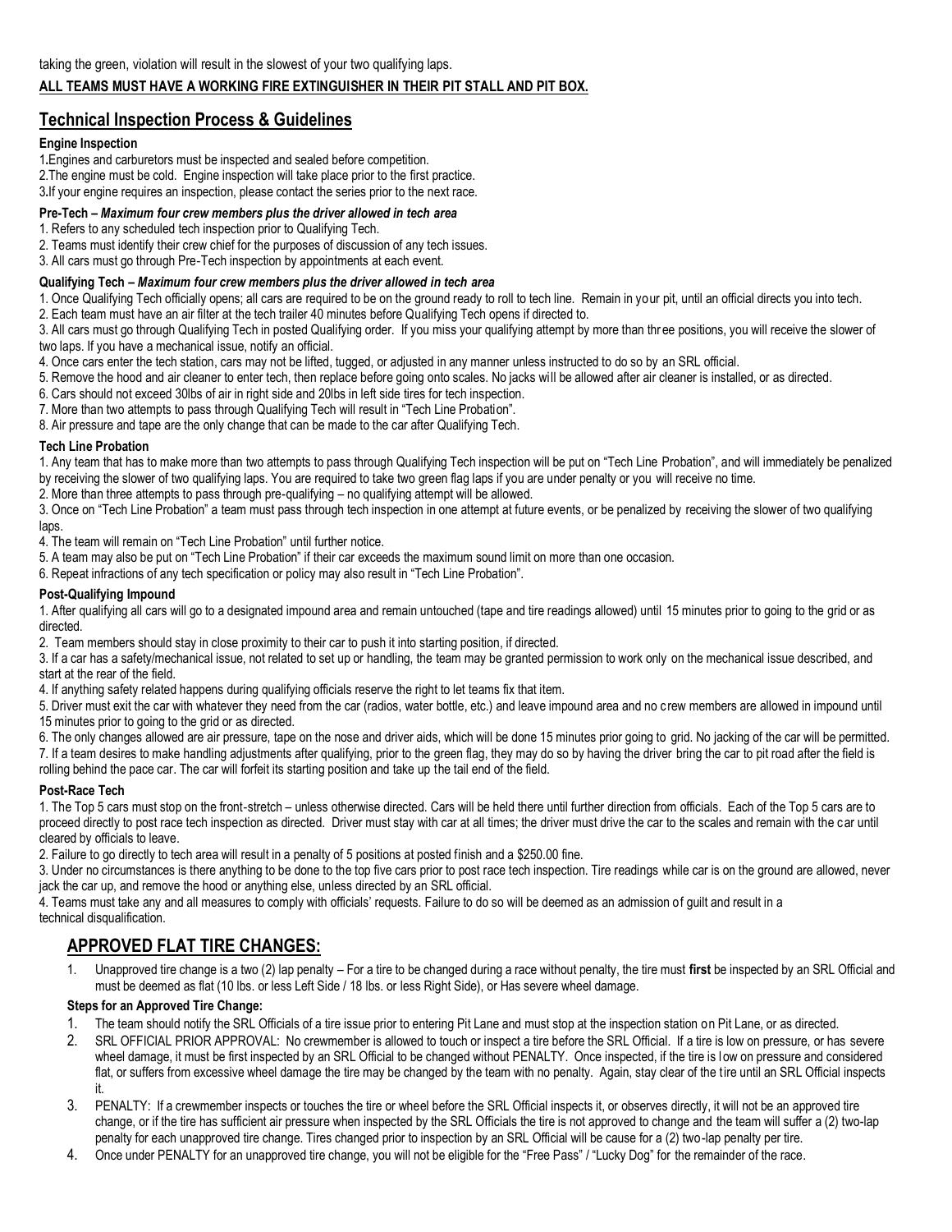taking the green, violation will result in the slowest of your two qualifying laps.

**ALL TEAMS MUST HAVE A WORKING FIRE EXTINGUISHER IN THEIR PIT STALL AND PIT BOX.**

## Technical Inspection Process & Guidelines

### Engine Inspection

1. Engines and carburetors must be inspected and sealed before competition.
2. The engine must be cold. Engine inspection will take place prior to the first practice.
3. If your engine requires an inspection, please contact the series prior to the next race.

### Pre-Tech – *Maximum four crew members plus the driver allowed in tech area*

1. Refers to any scheduled tech inspection prior to Qualifying Tech.
2. Teams must identify their crew chief for the purposes of discussion of any tech issues.
3. All cars must go through Pre-Tech inspection by appointments at each event.

### Qualifying Tech – *Maximum four crew members plus the driver allowed in tech area*

1. Once Qualifying Tech officially opens; all cars are required to be on the ground ready to roll to tech line. Remain in your pit, until an official directs you into tech.
2. Each team must have an air filter at the tech trailer 40 minutes before Qualifying Tech opens if directed to.
3. All cars must go through Qualifying Tech in posted Qualifying order. If you miss your qualifying attempt by more than three positions, you will receive the slower of two laps. If you have a mechanical issue, notify an official.
4. Once cars enter the tech station, cars may not be lifted, tugged, or adjusted in any manner unless instructed to do so by an SRL official.
5. Remove the hood and air cleaner to enter tech, then replace before going onto scales. No jacks will be allowed after air cleaner is installed, or as directed.
6. Cars should not exceed 30lbs of air in right side and 20lbs in left side tires for tech inspection.
7. More than two attempts to pass through Qualifying Tech will result in "Tech Line Probation".
8. Air pressure and tape are the only change that can be made to the car after Qualifying Tech.

### Tech Line Probation

1. Any team that has to make more than two attempts to pass through Qualifying Tech inspection will be put on "Tech Line Probation", and will immediately be penalized by receiving the slower of two qualifying laps. You are required to take two green flag laps if you are under penalty or you will receive no time.
2. More than three attempts to pass through pre-qualifying – no qualifying attempt will be allowed.
3. Once on "Tech Line Probation" a team must pass through tech inspection in one attempt at future events, or be penalized by receiving the slower of two qualifying laps.
4. The team will remain on "Tech Line Probation" until further notice.
5. A team may also be put on "Tech Line Probation" if their car exceeds the maximum sound limit on more than one occasion.
6. Repeat infractions of any tech specification or policy may also result in "Tech Line Probation".

### Post-Qualifying Impound

1. After qualifying all cars will go to a designated impound area and remain untouched (tape and tire readings allowed) until 15 minutes prior to going to the grid or as directed.
2. Team members should stay in close proximity to their car to push it into starting position, if directed.
3. If a car has a safety/mechanical issue, not related to set up or handling, the team may be granted permission to work only on the mechanical issue described, and start at the rear of the field.
4. If anything safety related happens during qualifying officials reserve the right to let teams fix that item.
5. Driver must exit the car with whatever they need from the car (radios, water bottle, etc.) and leave impound area and no crew members are allowed in impound until 15 minutes prior to going to the grid or as directed.
6. The only changes allowed are air pressure, tape on the nose and driver aids, which will be done 15 minutes prior going to grid. No jacking of the car will be permitted.
7. If a team desires to make handling adjustments after qualifying, prior to the green flag, they may do so by having the driver bring the car to pit road after the field is rolling behind the pace car. The car will forfeit its starting position and take up the tail end of the field.

### Post-Race Tech

1. The Top 5 cars must stop on the front-stretch – unless otherwise directed. Cars will be held there until further direction from officials. Each of the Top 5 cars are to proceed directly to post race tech inspection as directed. Driver must stay with car at all times; the driver must drive the car to the scales and remain with the car until cleared by officials to leave.
2. Failure to go directly to tech area will result in a penalty of 5 positions at posted finish and a $250.00 fine.
3. Under no circumstances is there anything to be done to the top five cars prior to post race tech inspection. Tire readings while car is on the ground are allowed, never jack the car up, and remove the hood or anything else, unless directed by an SRL official.
4. Teams must take any and all measures to comply with officials' requests. Failure to do so will be deemed as an admission of guilt and result in a technical disqualification.

## APPROVED FLAT TIRE CHANGES:

1. Unapproved tire change is a two (2) lap penalty – For a tire to be changed during a race without penalty, the tire must **first** be inspected by an SRL Official and must be deemed as flat (10 lbs. or less Left Side / 18 lbs. or less Right Side), or Has severe wheel damage.

### Steps for an Approved Tire Change:

1. The team should notify the SRL Officials of a tire issue prior to entering Pit Lane and must stop at the inspection station on Pit Lane, or as directed.
2. SRL OFFICIAL PRIOR APPROVAL: No crewmember is allowed to touch or inspect a tire before the SRL Official. If a tire is low on pressure, or has severe wheel damage, it must be first inspected by an SRL Official to be changed without PENALTY. Once inspected, if the tire is low on pressure and considered flat, or suffers from excessive wheel damage the tire may be changed by the team with no penalty. Again, stay clear of the tire until an SRL Official inspects it.
3. PENALTY: If a crewmember inspects or touches the tire or wheel before the SRL Official inspects it, or observes directly, it will not be an approved tire change, or if the tire has sufficient air pressure when inspected by the SRL Officials the tire is not approved to change and the team will suffer a (2) two-lap penalty for each unapproved tire change. Tires changed prior to inspection by an SRL Official will be cause for a (2) two-lap penalty per tire.
4. Once under PENALTY for an unapproved tire change, you will not be eligible for the "Free Pass" / "Lucky Dog" for the remainder of the race.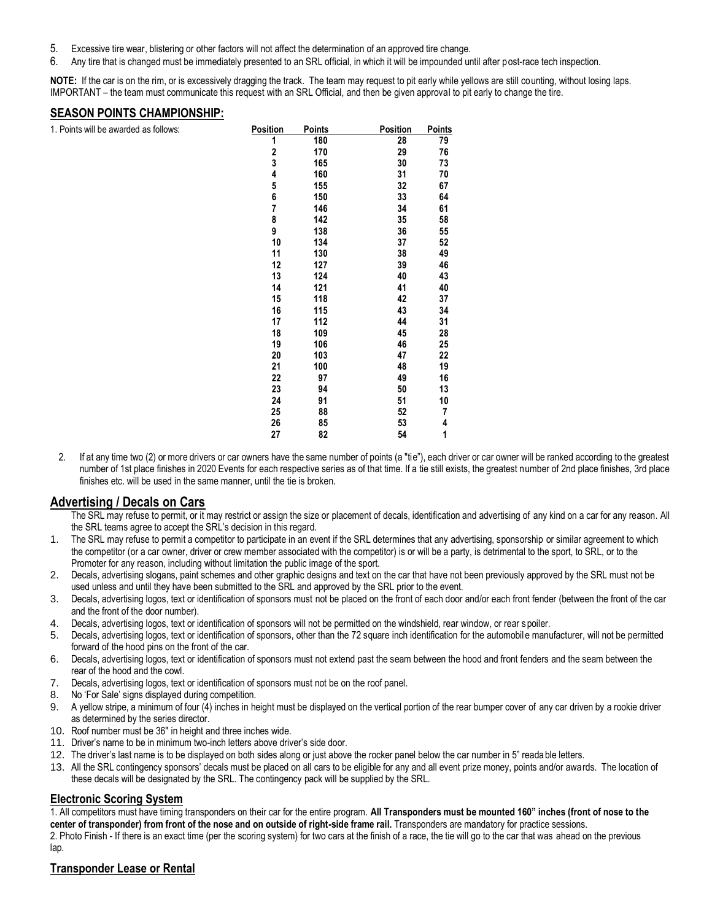5. Excessive tire wear, blistering or other factors will not affect the determination of an approved tire change.
6. Any tire that is changed must be immediately presented to an SRL official, in which it will be impounded until after post-race tech inspection.

**NOTE:** If the car is on the rim, or is excessively dragging the track. The team may request to pit early while yellows are still counting, without losing laps. IMPORTANT – the team must communicate this request with an SRL Official, and then be given approval to pit early to change the tire.

## SEASON POINTS CHAMPIONSHIP:

1. Points will be awarded as follows:

| Position | Points | Position | Points |
|---|---|---|---|
| 1 | 180 | 28 | 79 |
| 2 | 170 | 29 | 76 |
| 3 | 165 | 30 | 73 |
| 4 | 160 | 31 | 70 |
| 5 | 155 | 32 | 67 |
| 6 | 150 | 33 | 64 |
| 7 | 146 | 34 | 61 |
| 8 | 142 | 35 | 58 |
| 9 | 138 | 36 | 55 |
| 10 | 134 | 37 | 52 |
| 11 | 130 | 38 | 49 |
| 12 | 127 | 39 | 46 |
| 13 | 124 | 40 | 43 |
| 14 | 121 | 41 | 40 |
| 15 | 118 | 42 | 37 |
| 16 | 115 | 43 | 34 |
| 17 | 112 | 44 | 31 |
| 18 | 109 | 45 | 28 |
| 19 | 106 | 46 | 25 |
| 20 | 103 | 47 | 22 |
| 21 | 100 | 48 | 19 |
| 22 | 97 | 49 | 16 |
| 23 | 94 | 50 | 13 |
| 24 | 91 | 51 | 10 |
| 25 | 88 | 52 | 7 |
| 26 | 85 | 53 | 4 |
| 27 | 82 | 54 | 1 |

2. If at any time two (2) or more drivers or car owners have the same number of points (a "tie"), each driver or car owner will be ranked according to the greatest number of 1st place finishes in 2020 Events for each respective series as of that time. If a tie still exists, the greatest number of 2nd place finishes, 3rd place finishes etc. will be used in the same manner, until the tie is broken.

## Advertising / Decals on Cars

The SRL may refuse to permit, or it may restrict or assign the size or placement of decals, identification and advertising of any kind on a car for any reason. All the SRL teams agree to accept the SRL's decision in this regard.

1. The SRL may refuse to permit a competitor to participate in an event if the SRL determines that any advertising, sponsorship or similar agreement to which the competitor (or a car owner, driver or crew member associated with the competitor) is or will be a party, is detrimental to the sport, to SRL, or to the Promoter for any reason, including without limitation the public image of the sport.
2. Decals, advertising slogans, paint schemes and other graphic designs and text on the car that have not been previously approved by the SRL must not be used unless and until they have been submitted to the SRL and approved by the SRL prior to the event.
3. Decals, advertising logos, text or identification of sponsors must not be placed on the front of each door and/or each front fender (between the front of the car and the front of the door number).
4. Decals, advertising logos, text or identification of sponsors will not be permitted on the windshield, rear window, or rear spoiler.
5. Decals, advertising logos, text or identification of sponsors, other than the 72 square inch identification for the automobile manufacturer, will not be permitted forward of the hood pins on the front of the car.
6. Decals, advertising logos, text or identification of sponsors must not extend past the seam between the hood and front fenders and the seam between the rear of the hood and the cowl.
7. Decals, advertising logos, text or identification of sponsors must not be on the roof panel.
8. No 'For Sale' signs displayed during competition.
9. A yellow stripe, a minimum of four (4) inches in height must be displayed on the vertical portion of the rear bumper cover of any car driven by a rookie driver as determined by the series director.
10. Roof number must be 36" in height and three inches wide.
11. Driver's name to be in minimum two-inch letters above driver's side door.
12. The driver's last name is to be displayed on both sides along or just above the rocker panel below the car number in 5" readable letters.
13. All the SRL contingency sponsors' decals must be placed on all cars to be eligible for any and all event prize money, points and/or awards. The location of these decals will be designated by the SRL. The contingency pack will be supplied by the SRL.

## Electronic Scoring System

1. All competitors must have timing transponders on their car for the entire program. **All Transponders must be mounted 160" inches (front of nose to the center of transponder) from front of the nose and on outside of right-side frame rail.** Transponders are mandatory for practice sessions.
2. Photo Finish - If there is an exact time (per the scoring system) for two cars at the finish of a race, the tie will go to the car that was ahead on the previous lap.

## Transponder Lease or Rental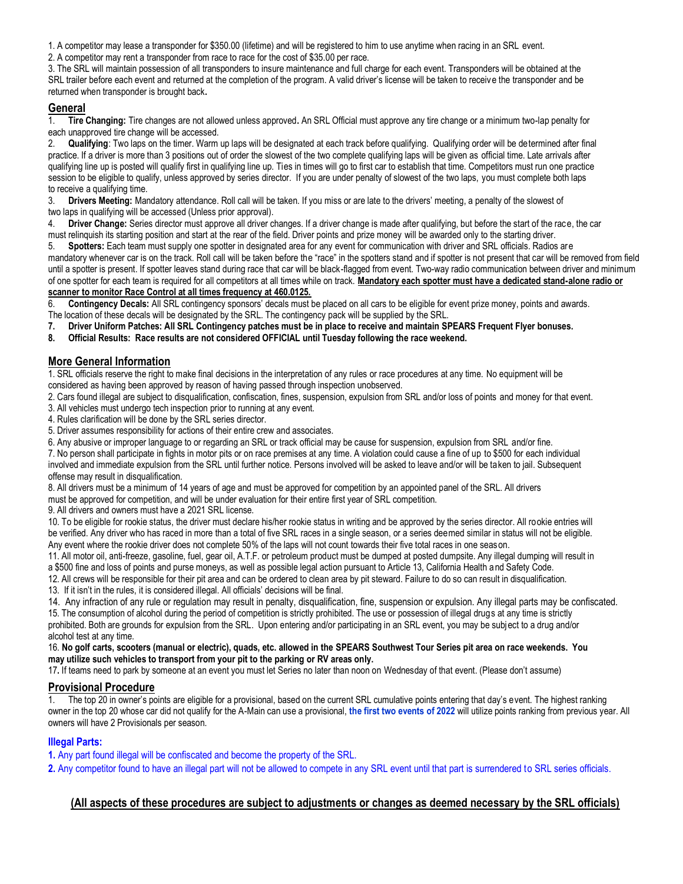1. A competitor may lease a transponder for $350.00 (lifetime) and will be registered to him to use anytime when racing in an SRL event.
2. A competitor may rent a transponder from race to race for the cost of $35.00 per race.
3. The SRL will maintain possession of all transponders to insure maintenance and full charge for each event. Transponders will be obtained at the SRL trailer before each event and returned at the completion of the program. A valid driver's license will be taken to receive the transponder and be returned when transponder is brought back.

## General

1. **Tire Changing:** Tire changes are not allowed unless approved. An SRL Official must approve any tire change or a minimum two-lap penalty for each unapproved tire change will be accessed.
2. **Qualifying**: Two laps on the timer. Warm up laps will be designated at each track before qualifying. Qualifying order will be determined after final practice. If a driver is more than 3 positions out of order the slowest of the two complete qualifying laps will be given as official time. Late arrivals after qualifying line up is posted will qualify first in qualifying line up. Ties in times will go to first car to establish that time. Competitors must run one practice session to be eligible to qualify, unless approved by series director. If you are under penalty of slowest of the two laps, you must complete both laps to receive a qualifying time.
3. **Drivers Meeting:** Mandatory attendance. Roll call will be taken. If you miss or are late to the drivers' meeting, a penalty of the slowest of two laps in qualifying will be accessed (Unless prior approval).
4. **Driver Change:** Series director must approve all driver changes. If a driver change is made after qualifying, but before the start of the race, the car must relinquish its starting position and start at the rear of the field. Driver points and prize money will be awarded only to the starting driver.
5. **Spotters:** Each team must supply one spotter in designated area for any event for communication with driver and SRL officials. Radios are mandatory whenever car is on the track. Roll call will be taken before the "race" in the spotters stand and if spotter is not present that car will be removed from field until a spotter is present. If spotter leaves stand during race that car will be black-flagged from event. Two-way radio communication between driver and minimum of one spotter for each team is required for all competitors at all times while on track. **Mandatory each spotter must have a dedicated stand-alone radio or scanner to monitor Race Control at all times frequency at 460.0125.**
6. **Contingency Decals:** All SRL contingency sponsors' decals must be placed on all cars to be eligible for event prize money, points and awards. The location of these decals will be designated by the SRL. The contingency pack will be supplied by the SRL.
7. **Driver Uniform Patches: All SRL Contingency patches must be in place to receive and maintain SPEARS Frequent Flyer bonuses.**
8. **Official Results: Race results are not considered OFFICIAL until Tuesday following the race weekend.**

## More General Information

1. SRL officials reserve the right to make final decisions in the interpretation of any rules or race procedures at any time. No equipment will be considered as having been approved by reason of having passed through inspection unobserved.
2. Cars found illegal are subject to disqualification, confiscation, fines, suspension, expulsion from SRL and/or loss of points and money for that event.
3. All vehicles must undergo tech inspection prior to running at any event.
4. Rules clarification will be done by the SRL series director.
5. Driver assumes responsibility for actions of their entire crew and associates.
6. Any abusive or improper language to or regarding an SRL or track official may be cause for suspension, expulsion from SRL and/or fine.
7. No person shall participate in fights in motor pits or on race premises at any time. A violation could cause a fine of up to $500 for each individual involved and immediate expulsion from the SRL until further notice. Persons involved will be asked to leave and/or will be taken to jail. Subsequent offense may result in disqualification.
8. All drivers must be a minimum of 14 years of age and must be approved for competition by an appointed panel of the SRL. All drivers must be approved for competition, and will be under evaluation for their entire first year of SRL competition.
9. All drivers and owners must have a 2021 SRL license.
10. To be eligible for rookie status, the driver must declare his/her rookie status in writing and be approved by the series director. All rookie entries will be verified. Any driver who has raced in more than a total of five SRL races in a single season, or a series deemed similar in status will not be eligible. Any event where the rookie driver does not complete 50% of the laps will not count towards their five total races in one season.
11. All motor oil, anti-freeze, gasoline, fuel, gear oil, A.T.F. or petroleum product must be dumped at posted dumpsite. Any illegal dumping will result in a $500 fine and loss of points and purse moneys, as well as possible legal action pursuant to Article 13, California Health and Safety Code.
12. All crews will be responsible for their pit area and can be ordered to clean area by pit steward. Failure to do so can result in disqualification.
13. If it isn't in the rules, it is considered illegal. All officials' decisions will be final.
14. Any infraction of any rule or regulation may result in penalty, disqualification, fine, suspension or expulsion. Any illegal parts may be confiscated.
15. The consumption of alcohol during the period of competition is strictly prohibited. The use or possession of illegal drugs at any time is strictly prohibited. Both are grounds for expulsion from the SRL. Upon entering and/or participating in an SRL event, you may be subject to a drug and/or alcohol test at any time.
16. **No golf carts, scooters (manual or electric), quads, etc. allowed in the SPEARS Southwest Tour Series pit area on race weekends. You may utilize such vehicles to transport from your pit to the parking or RV areas only.**
17. If teams need to park by someone at an event you must let Series no later than noon on Wednesday of that event. (Please don't assume)

## Provisional Procedure

1. The top 20 in owner's points are eligible for a provisional, based on the current SRL cumulative points entering that day's event. The highest ranking owner in the top 20 whose car did not qualify for the A-Main can use a provisional, **the first two events of 2022** will utilize points ranking from previous year. All owners will have 2 Provisionals per season.

### Illegal Parts:

1. Any part found illegal will be confiscated and become the property of the SRL.
2. Any competitor found to have an illegal part will not be allowed to compete in any SRL event until that part is surrendered to SRL series officials.

**(All aspects of these procedures are subject to adjustments or changes as deemed necessary by the SRL officials)**